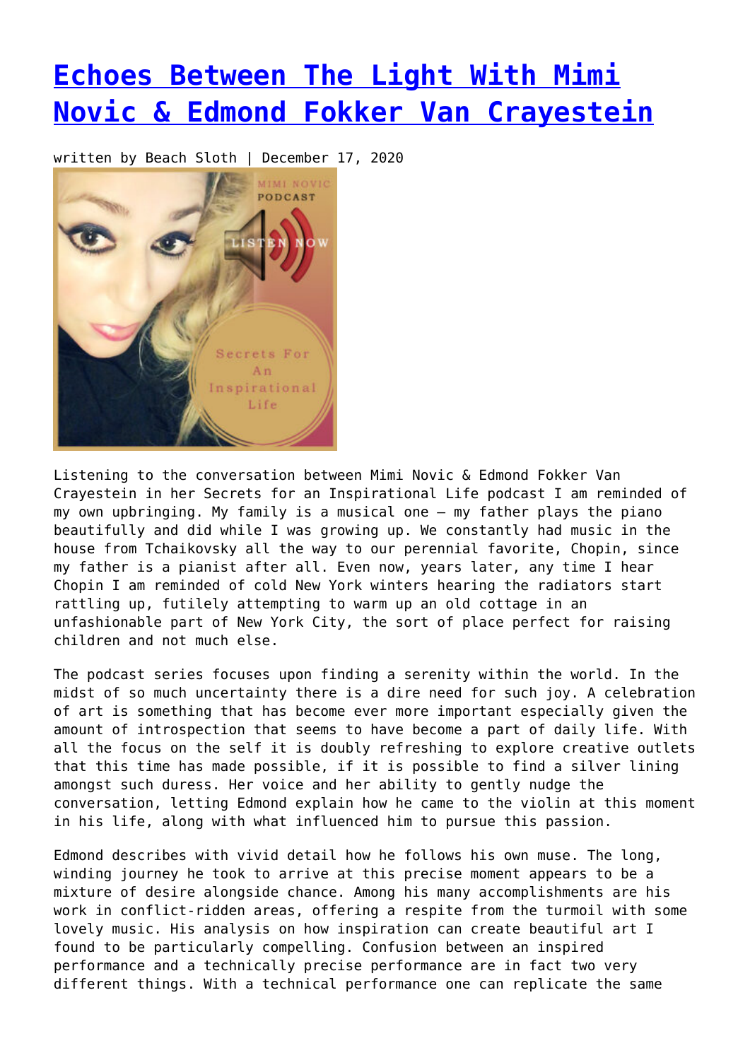# [Echoes Between The Light With Mimi Novic & Edmond Fokker Van Crayestein]()

written by Beach Sloth | December 17, 2020

Listening to the conversation between Mimi Novic & Edmond Fokker Van Crayestein in her Secrets for an Inspirational Life podcast I am reminded of my own upbringing. My family is a musical one – my father plays the piano beautifully and did while I was growing up. We constantly had music in the house from Tchaikovsky all the way to our perennial favorite, Chopin, since my father is a pianist after all. Even now, years later, any time I hear Chopin I am reminded of cold New York winters hearing the radiators start rattling up, futilely attempting to warm up an old cottage in an unfashionable part of New York City, the sort of place perfect for raising children and not much else.

The podcast series focuses upon finding a serenity within the world. In the midst of so much uncertainty there is a dire need for such joy. A celebration of art is something that has become ever more important especially given the amount of introspection that seems to have become a part of daily life. With all the focus on the self it is doubly refreshing to explore creative outlets that this time has made possible, if it is possible to find a silver lining amongst such duress. Her voice and her ability to gently nudge the conversation, letting Edmond explain how he came to the violin at this moment in his life, along with what influenced him to pursue this passion.

Edmond describes with vivid detail how he follows his own muse. The long, winding journey he took to arrive at this precise moment appears to be a mixture of desire alongside chance. Among his many accomplishments are his work in conflict-ridden areas, offering a respite from the turmoil with some lovely music. His analysis on how inspiration can create beautiful art I found to be particularly compelling. Confusion between an inspired performance and a technically precise performance are in fact two very different things. With a technical performance one can replicate the same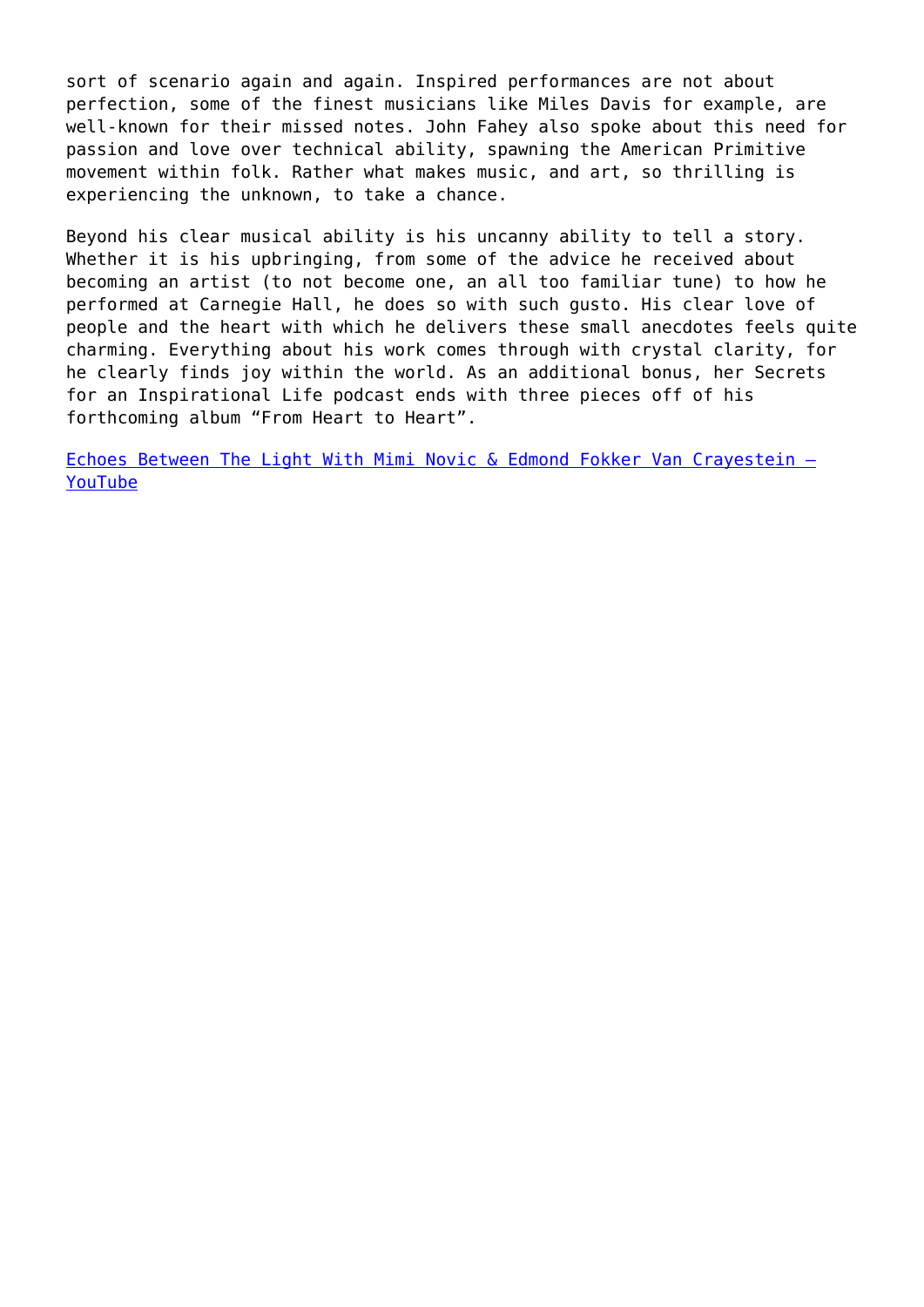sort of scenario again and again. Inspired performances are not about perfection, some of the finest musicians like Miles Davis for example, are well-known for their missed notes. John Fahey also spoke about this need for passion and love over technical ability, spawning the American Primitive movement within folk. Rather what makes music, and art, so thrilling is experiencing the unknown, to take a chance.

Beyond his clear musical ability is his uncanny ability to tell a story. Whether it is his upbringing, from some of the advice he received about becoming an artist (to not become one, an all too familiar tune) to how he performed at Carnegie Hall, he does so with such gusto. His clear love of people and the heart with which he delivers these small anecdotes feels quite charming. Everything about his work comes through with crystal clarity, for he clearly finds joy within the world. As an additional bonus, her Secrets for an Inspirational Life podcast ends with three pieces off of his forthcoming album "From Heart to Heart".

Echoes Between The Light With Mimi Novic & Edmond Fokker Van Crayestein – YouTube